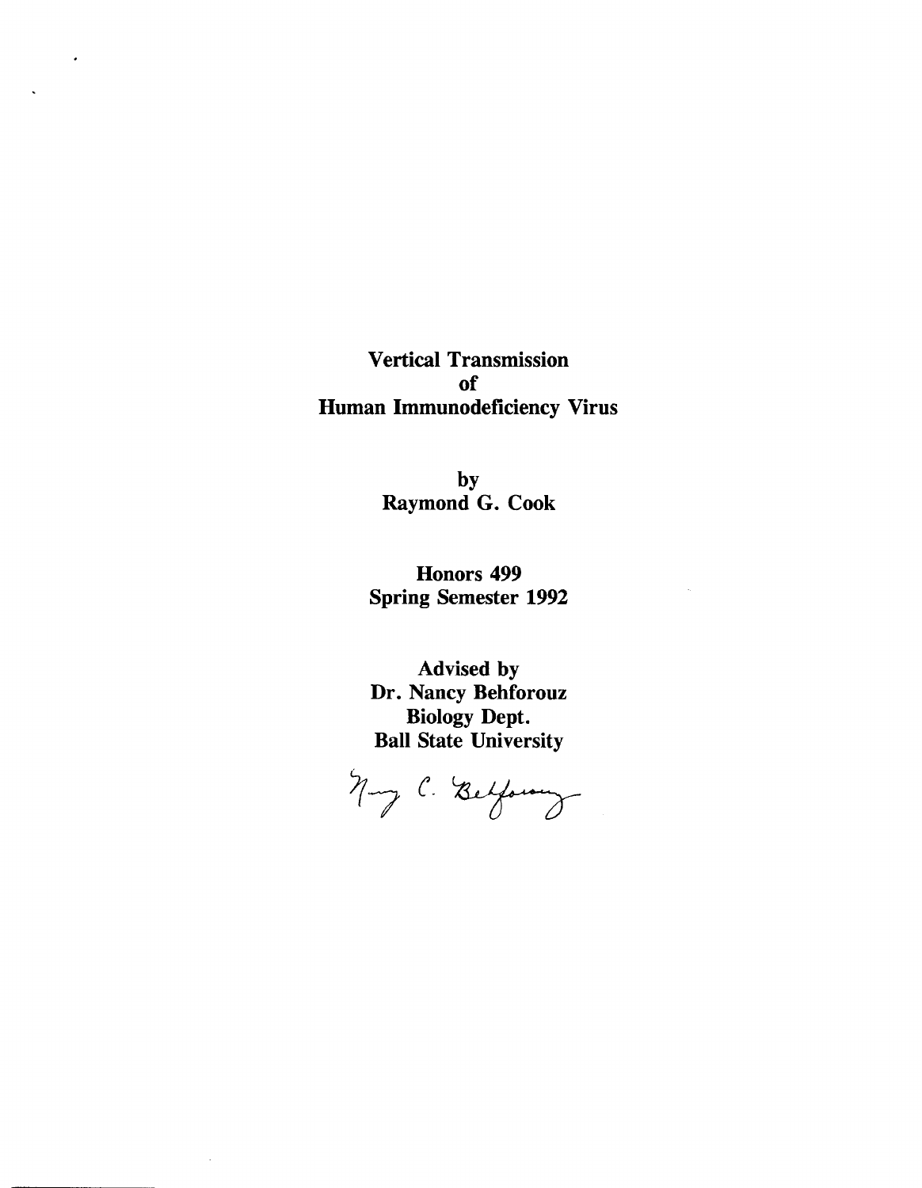# Vertical Transmission of Human Immunodeficiency Virus

**by**
**Raymond G. Cook**

**Honors 499**
**Spring Semester 1992**

**Advised by**
**Dr. Nancy Behforouz**
**Biology Dept.**
**Ball State University**

Nancy C. Behforouz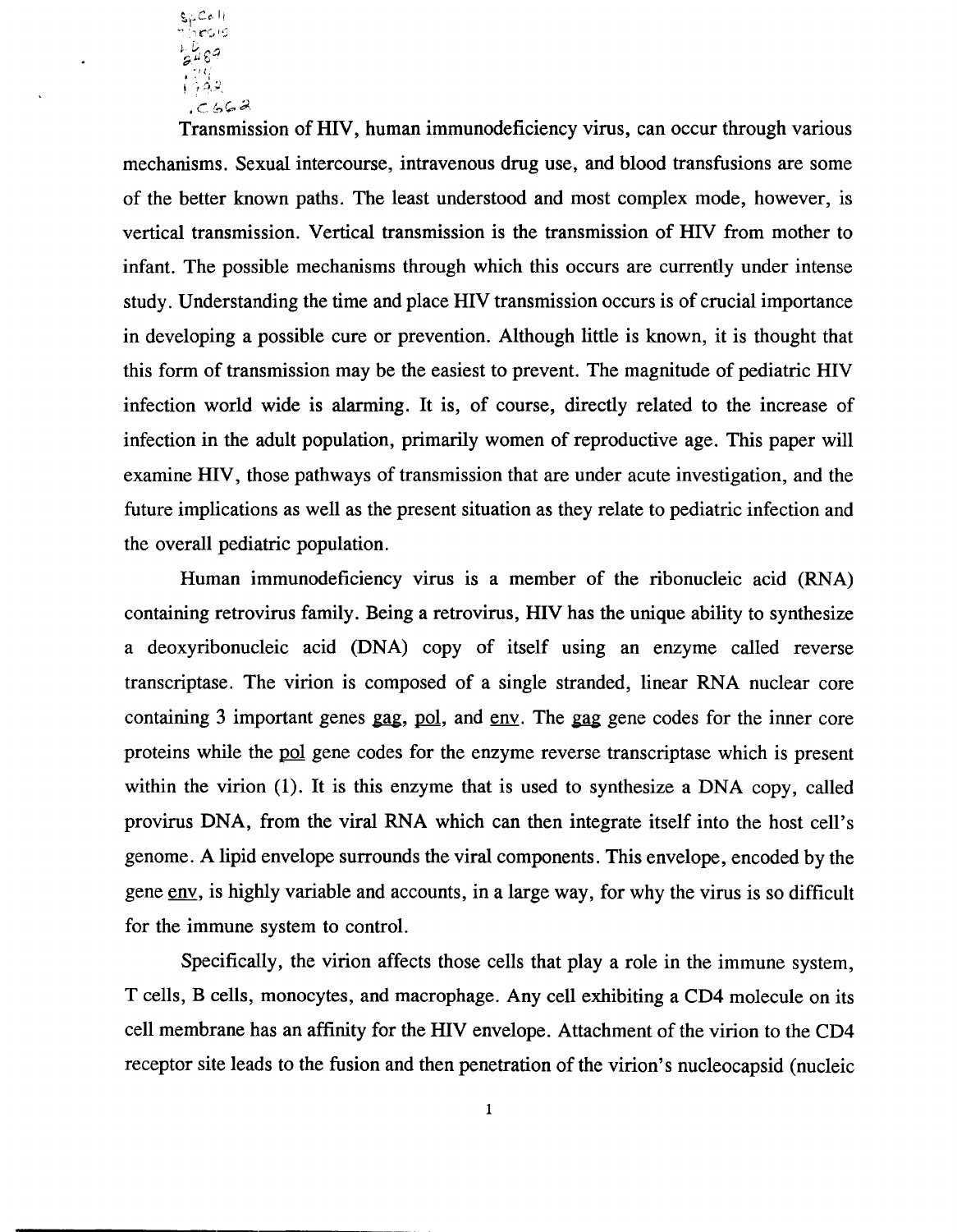Transmission of HIV, human immunodeficiency virus, can occur through various mechanisms. Sexual intercourse, intravenous drug use, and blood transfusions are some of the better known paths. The least understood and most complex mode, however, is vertical transmission. Vertical transmission is the transmission of HIV from mother to infant. The possible mechanisms through which this occurs are currently under intense study. Understanding the time and place HIV transmission occurs is of crucial importance in developing a possible cure or prevention. Although little is known, it is thought that this form of transmission may be the easiest to prevent. The magnitude of pediatric HIV infection world wide is alarming. It is, of course, directly related to the increase of infection in the adult population, primarily women of reproductive age. This paper will examine HIV, those pathways of transmission that are under acute investigation, and the future implications as well as the present situation as they relate to pediatric infection and the overall pediatric population.

Human immunodeficiency virus is a member of the ribonucleic acid (RNA) containing retrovirus family. Being a retrovirus, HIV has the unique ability to synthesize a deoxyribonucleic acid (DNA) copy of itself using an enzyme called reverse transcriptase. The virion is composed of a single stranded, linear RNA nuclear core containing 3 important genes gag, pol, and env. The gag gene codes for the inner core proteins while the pol gene codes for the enzyme reverse transcriptase which is present within the virion (1). It is this enzyme that is used to synthesize a DNA copy, called provirus DNA, from the viral RNA which can then integrate itself into the host cell's genome. A lipid envelope surrounds the viral components. This envelope, encoded by the gene env, is highly variable and accounts, in a large way, for why the virus is so difficult for the immune system to control.

Specifically, the virion affects those cells that play a role in the immune system, T cells, B cells, monocytes, and macrophage. Any cell exhibiting a CD4 molecule on its cell membrane has an affinity for the HIV envelope. Attachment of the virion to the CD4 receptor site leads to the fusion and then penetration of the virion's nucleocapsid (nucleic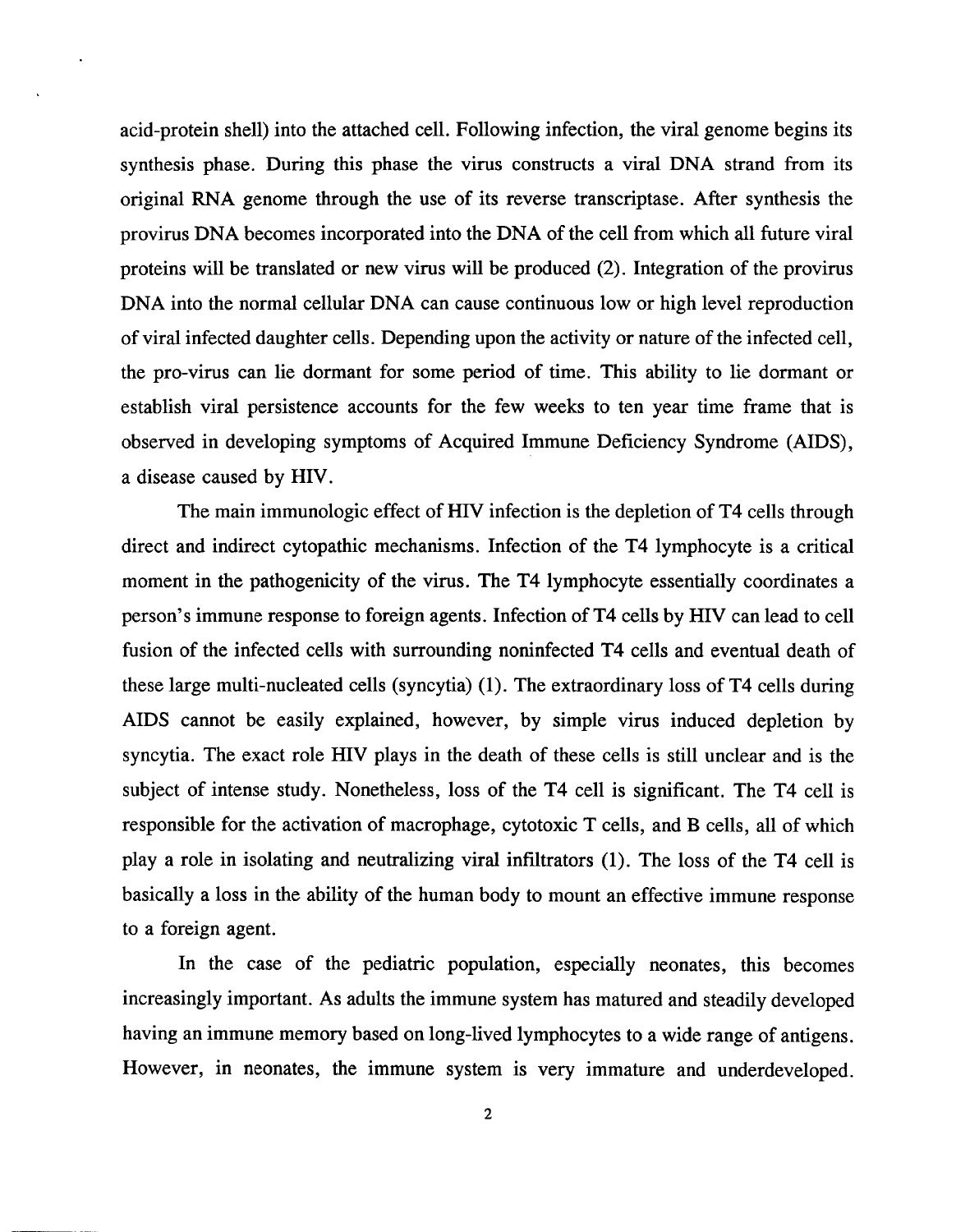acid-protein shell) into the attached cell. Following infection, the viral genome begins its synthesis phase. During this phase the virus constructs a viral DNA strand from its original RNA genome through the use of its reverse transcriptase. After synthesis the provirus DNA becomes incorporated into the DNA of the cell from which all future viral proteins will be translated or new virus will be produced (2). Integration of the provirus DNA into the normal cellular DNA can cause continuous low or high level reproduction of viral infected daughter cells. Depending upon the activity or nature of the infected cell, the pro-virus can lie dormant for some period of time. This ability to lie dormant or establish viral persistence accounts for the few weeks to ten year time frame that is observed in developing symptoms of Acquired Immune Deficiency Syndrome (AIDS), a disease caused by HIV.

The main immunologic effect of HIV infection is the depletion of T4 cells through direct and indirect cytopathic mechanisms. Infection of the T4 lymphocyte is a critical moment in the pathogenicity of the virus. The T4 lymphocyte essentially coordinates a person's immune response to foreign agents. Infection of T4 cells by HIV can lead to cell fusion of the infected cells with surrounding noninfected T4 cells and eventual death of these large multi-nucleated cells (syncytia) (1). The extraordinary loss of T4 cells during AIDS cannot be easily explained, however, by simple virus induced depletion by syncytia. The exact role HIV plays in the death of these cells is still unclear and is the subject of intense study. Nonetheless, loss of the T4 cell is significant. The T4 cell is responsible for the activation of macrophage, cytotoxic T cells, and B cells, all of which play a role in isolating and neutralizing viral infiltrators (1). The loss of the T4 cell is basically a loss in the ability of the human body to mount an effective immune response to a foreign agent.

In the case of the pediatric population, especially neonates, this becomes increasingly important. As adults the immune system has matured and steadily developed having an immune memory based on long-lived lymphocytes to a wide range of antigens. However, in neonates, the immune system is very immature and underdeveloped.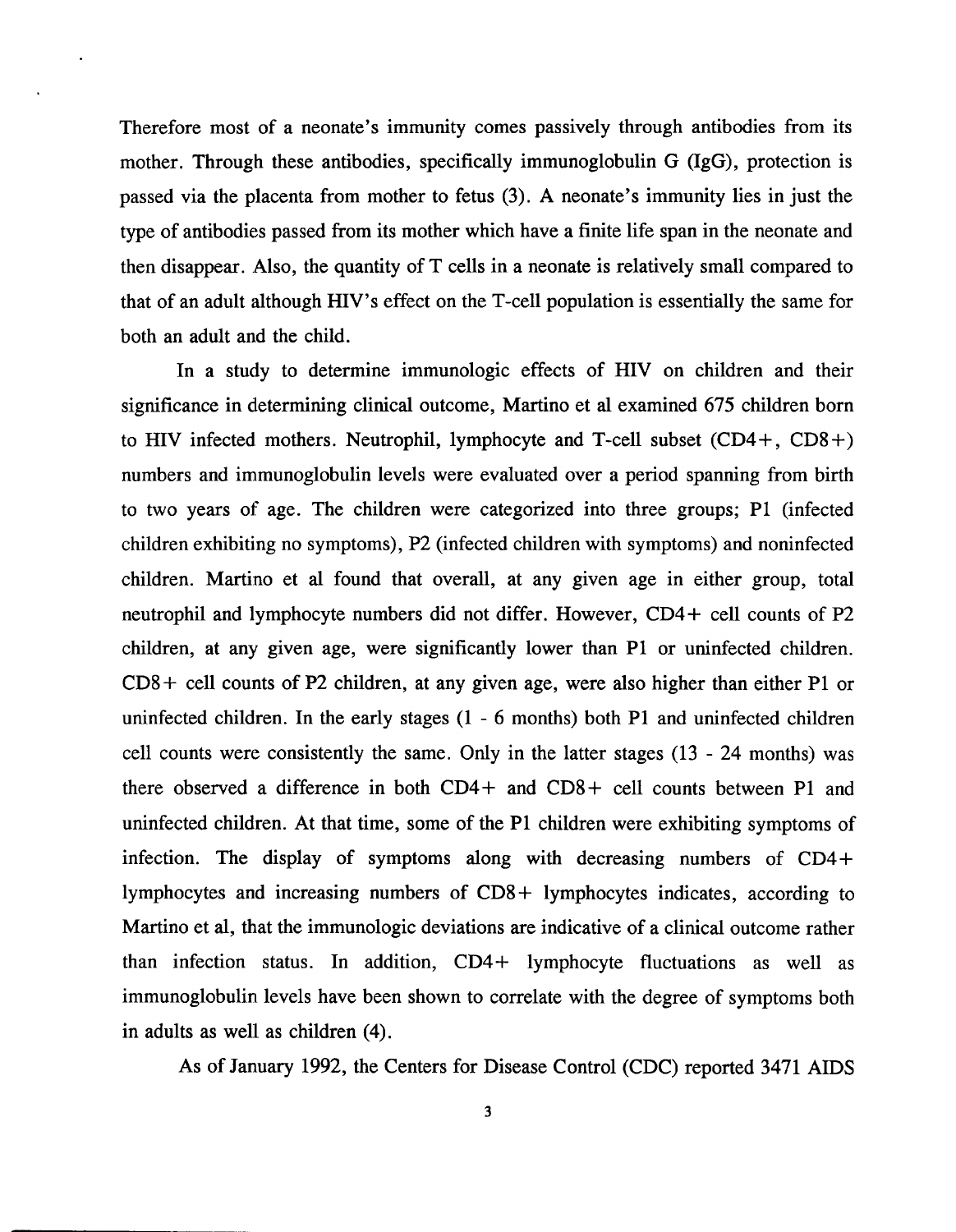Therefore most of a neonate's immunity comes passively through antibodies from its mother. Through these antibodies, specifically immunoglobulin G (IgG), protection is passed via the placenta from mother to fetus (3). A neonate's immunity lies in just the type of antibodies passed from its mother which have a finite life span in the neonate and then disappear. Also, the quantity of T cells in a neonate is relatively small compared to that of an adult although HIV's effect on the T-cell population is essentially the same for both an adult and the child.

In a study to determine immunologic effects of HIV on children and their significance in determining clinical outcome, Martino et al examined 675 children born to HIV infected mothers. Neutrophil, lymphocyte and T-cell subset (CD4+, CD8+) numbers and immunoglobulin levels were evaluated over a period spanning from birth to two years of age. The children were categorized into three groups; P1 (infected children exhibiting no symptoms), P2 (infected children with symptoms) and noninfected children. Martino et al found that overall, at any given age in either group, total neutrophil and lymphocyte numbers did not differ. However, CD4+ cell counts of P2 children, at any given age, were significantly lower than P1 or uninfected children. CD8+ cell counts of P2 children, at any given age, were also higher than either P1 or uninfected children. In the early stages (1 - 6 months) both P1 and uninfected children cell counts were consistently the same. Only in the latter stages (13 - 24 months) was there observed a difference in both CD4+ and CD8+ cell counts between P1 and uninfected children. At that time, some of the P1 children were exhibiting symptoms of infection. The display of symptoms along with decreasing numbers of CD4+ lymphocytes and increasing numbers of CD8+ lymphocytes indicates, according to Martino et al, that the immunologic deviations are indicative of a clinical outcome rather than infection status. In addition, CD4+ lymphocyte fluctuations as well as immunoglobulin levels have been shown to correlate with the degree of symptoms both in adults as well as children (4).

As of January 1992, the Centers for Disease Control (CDC) reported 3471 AIDS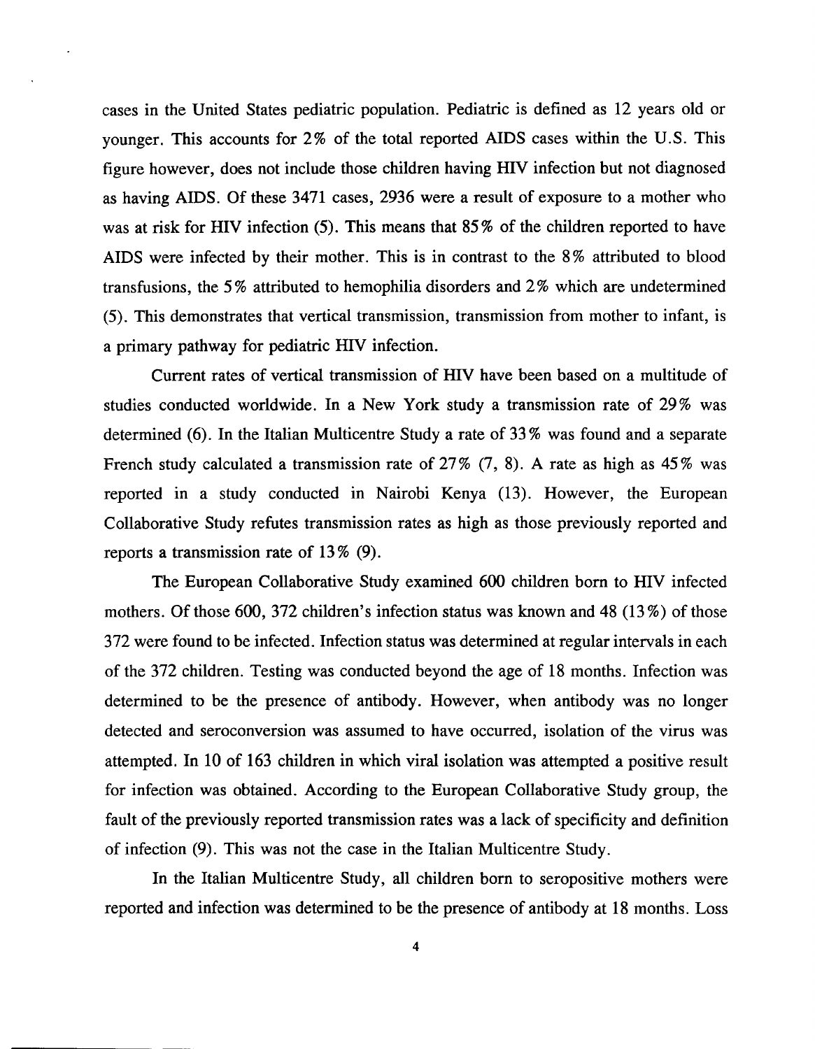cases in the United States pediatric population. Pediatric is defined as 12 years old or younger. This accounts for 2% of the total reported AIDS cases within the U.S. This figure however, does not include those children having HIV infection but not diagnosed as having AIDS. Of these 3471 cases, 2936 were a result of exposure to a mother who was at risk for HIV infection (5). This means that 85% of the children reported to have AIDS were infected by their mother. This is in contrast to the 8% attributed to blood transfusions, the 5% attributed to hemophilia disorders and 2% which are undetermined (5). This demonstrates that vertical transmission, transmission from mother to infant, is a primary pathway for pediatric HIV infection.

Current rates of vertical transmission of HIV have been based on a multitude of studies conducted worldwide. In a New York study a transmission rate of 29% was determined (6). In the Italian Multicentre Study a rate of 33% was found and a separate French study calculated a transmission rate of 27% (7, 8). A rate as high as 45% was reported in a study conducted in Nairobi Kenya (13). However, the European Collaborative Study refutes transmission rates as high as those previously reported and reports a transmission rate of 13% (9).

The European Collaborative Study examined 600 children born to HIV infected mothers. Of those 600, 372 children's infection status was known and 48 (13%) of those 372 were found to be infected. Infection status was determined at regular intervals in each of the 372 children. Testing was conducted beyond the age of 18 months. Infection was determined to be the presence of antibody. However, when antibody was no longer detected and seroconversion was assumed to have occurred, isolation of the virus was attempted. In 10 of 163 children in which viral isolation was attempted a positive result for infection was obtained. According to the European Collaborative Study group, the fault of the previously reported transmission rates was a lack of specificity and definition of infection (9). This was not the case in the Italian Multicentre Study.

In the Italian Multicentre Study, all children born to seropositive mothers were reported and infection was determined to be the presence of antibody at 18 months. Loss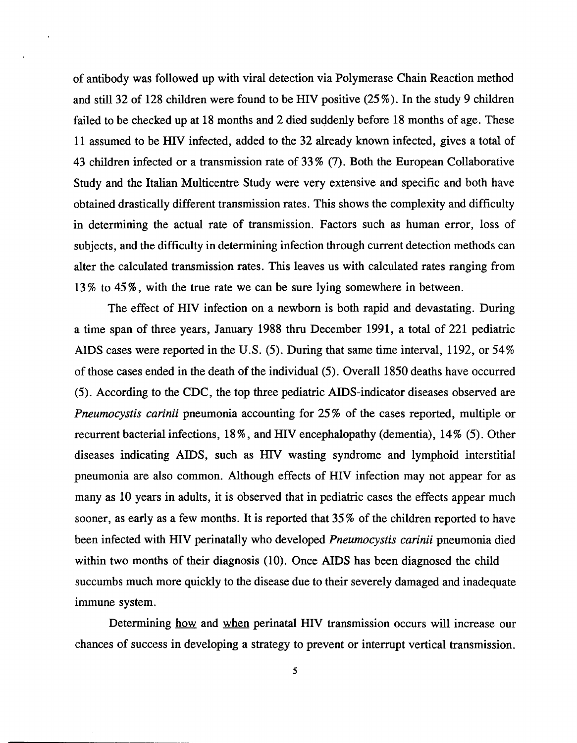of antibody was followed up with viral detection via Polymerase Chain Reaction method and still 32 of 128 children were found to be HIV positive (25%). In the study 9 children failed to be checked up at 18 months and 2 died suddenly before 18 months of age. These 11 assumed to be HIV infected, added to the 32 already known infected, gives a total of 43 children infected or a transmission rate of 33% (7). Both the European Collaborative Study and the Italian Multicentre Study were very extensive and specific and both have obtained drastically different transmission rates. This shows the complexity and difficulty in determining the actual rate of transmission. Factors such as human error, loss of subjects, and the difficulty in determining infection through current detection methods can alter the calculated transmission rates. This leaves us with calculated rates ranging from 13% to 45%, with the true rate we can be sure lying somewhere in between.

The effect of HIV infection on a newborn is both rapid and devastating. During a time span of three years, January 1988 thru December 1991, a total of 221 pediatric AIDS cases were reported in the U.S. (5). During that same time interval, 1192, or 54% of those cases ended in the death of the individual (5). Overall 1850 deaths have occurred (5). According to the CDC, the top three pediatric AIDS-indicator diseases observed are *Pneumocystis carinii* pneumonia accounting for 25% of the cases reported, multiple or recurrent bacterial infections, 18%, and HIV encephalopathy (dementia), 14% (5). Other diseases indicating AIDS, such as HIV wasting syndrome and lymphoid interstitial pneumonia are also common. Although effects of HIV infection may not appear for as many as 10 years in adults, it is observed that in pediatric cases the effects appear much sooner, as early as a few months. It is reported that 35% of the children reported to have been infected with HIV perinatally who developed *Pneumocystis carinii* pneumonia died within two months of their diagnosis (10). Once AIDS has been diagnosed the child succumbs much more quickly to the disease due to their severely damaged and inadequate immune system.

Determining <u>how</u> and <u>when</u> perinatal HIV transmission occurs will increase our chances of success in developing a strategy to prevent or interrupt vertical transmission.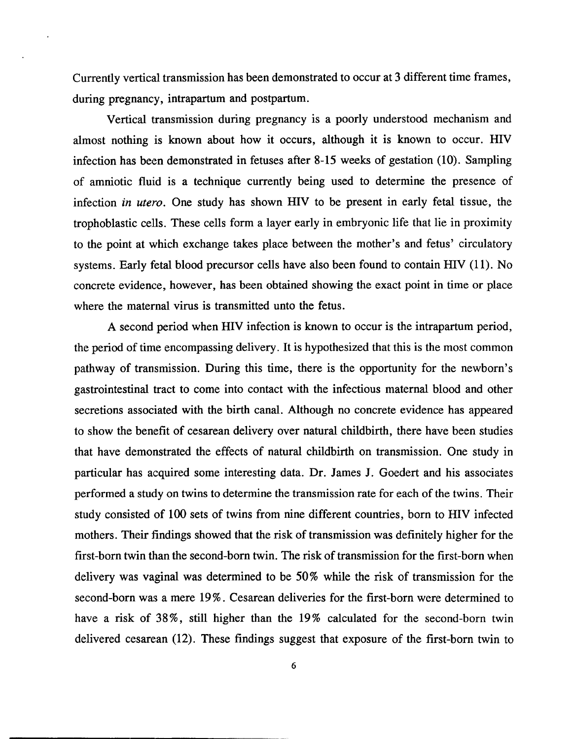Currently vertical transmission has been demonstrated to occur at 3 different time frames, during pregnancy, intrapartum and postpartum.

Vertical transmission during pregnancy is a poorly understood mechanism and almost nothing is known about how it occurs, although it is known to occur. HIV infection has been demonstrated in fetuses after 8-15 weeks of gestation (10). Sampling of amniotic fluid is a technique currently being used to determine the presence of infection *in utero*. One study has shown HIV to be present in early fetal tissue, the trophoblastic cells. These cells form a layer early in embryonic life that lie in proximity to the point at which exchange takes place between the mother's and fetus' circulatory systems. Early fetal blood precursor cells have also been found to contain HIV (11). No concrete evidence, however, has been obtained showing the exact point in time or place where the maternal virus is transmitted unto the fetus.

A second period when HIV infection is known to occur is the intrapartum period, the period of time encompassing delivery. It is hypothesized that this is the most common pathway of transmission. During this time, there is the opportunity for the newborn's gastrointestinal tract to come into contact with the infectious maternal blood and other secretions associated with the birth canal. Although no concrete evidence has appeared to show the benefit of cesarean delivery over natural childbirth, there have been studies that have demonstrated the effects of natural childbirth on transmission. One study in particular has acquired some interesting data. Dr. James J. Goedert and his associates performed a study on twins to determine the transmission rate for each of the twins. Their study consisted of 100 sets of twins from nine different countries, born to HIV infected mothers. Their findings showed that the risk of transmission was definitely higher for the first-born twin than the second-born twin. The risk of transmission for the first-born when delivery was vaginal was determined to be 50% while the risk of transmission for the second-born was a mere 19%. Cesarean deliveries for the first-born were determined to have a risk of 38%, still higher than the 19% calculated for the second-born twin delivered cesarean (12). These findings suggest that exposure of the first-born twin to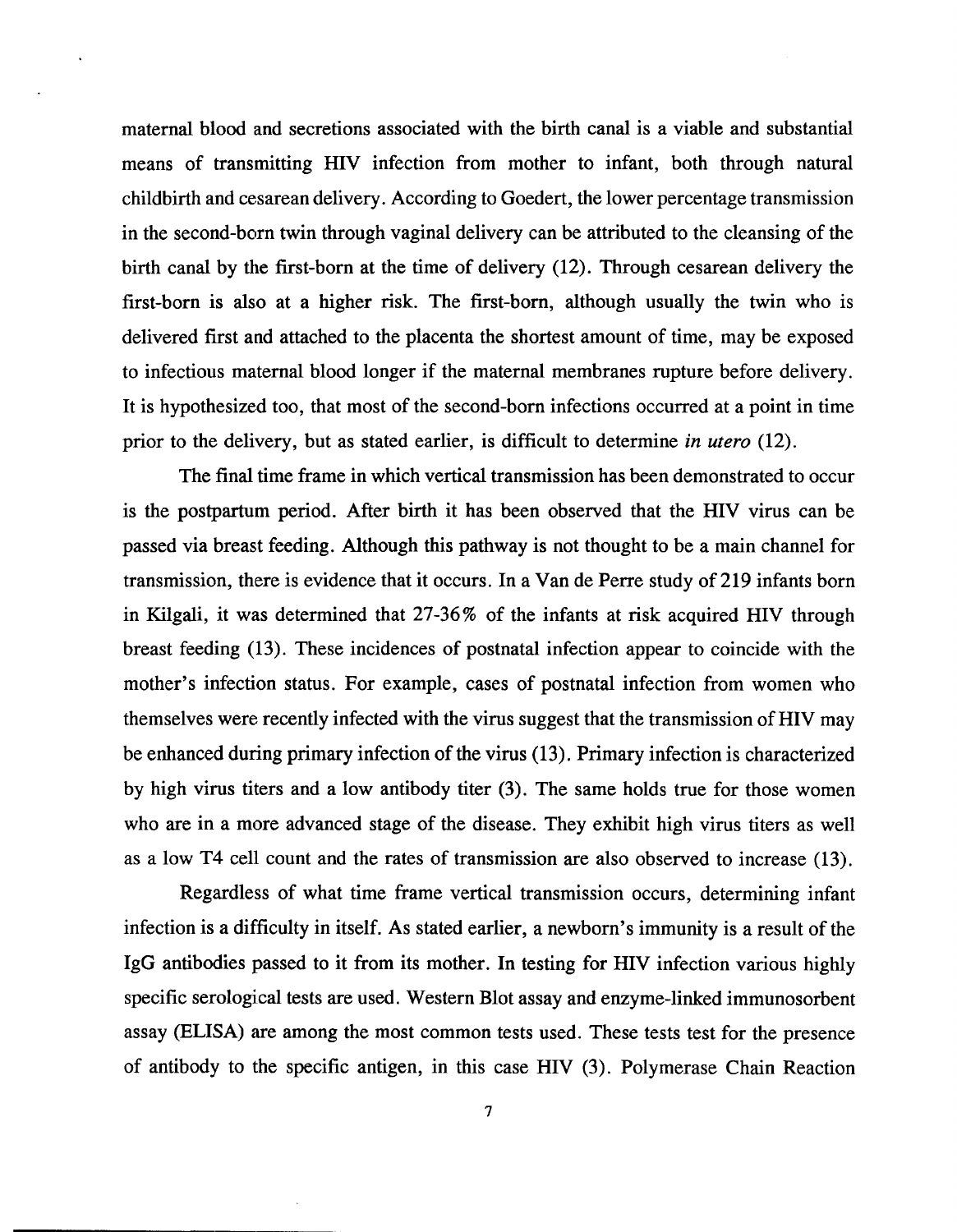maternal blood and secretions associated with the birth canal is a viable and substantial means of transmitting HIV infection from mother to infant, both through natural childbirth and cesarean delivery. According to Goedert, the lower percentage transmission in the second-born twin through vaginal delivery can be attributed to the cleansing of the birth canal by the first-born at the time of delivery (12). Through cesarean delivery the first-born is also at a higher risk. The first-born, although usually the twin who is delivered first and attached to the placenta the shortest amount of time, may be exposed to infectious maternal blood longer if the maternal membranes rupture before delivery. It is hypothesized too, that most of the second-born infections occurred at a point in time prior to the delivery, but as stated earlier, is difficult to determine *in utero* (12).

The final time frame in which vertical transmission has been demonstrated to occur is the postpartum period. After birth it has been observed that the HIV virus can be passed via breast feeding. Although this pathway is not thought to be a main channel for transmission, there is evidence that it occurs. In a Van de Perre study of 219 infants born in Kilgali, it was determined that 27-36% of the infants at risk acquired HIV through breast feeding (13). These incidences of postnatal infection appear to coincide with the mother's infection status. For example, cases of postnatal infection from women who themselves were recently infected with the virus suggest that the transmission of HIV may be enhanced during primary infection of the virus (13). Primary infection is characterized by high virus titers and a low antibody titer (3). The same holds true for those women who are in a more advanced stage of the disease. They exhibit high virus titers as well as a low T4 cell count and the rates of transmission are also observed to increase (13).

Regardless of what time frame vertical transmission occurs, determining infant infection is a difficulty in itself. As stated earlier, a newborn's immunity is a result of the IgG antibodies passed to it from its mother. In testing for HIV infection various highly specific serological tests are used. Western Blot assay and enzyme-linked immunosorbent assay (ELISA) are among the most common tests used. These tests test for the presence of antibody to the specific antigen, in this case HIV (3). Polymerase Chain Reaction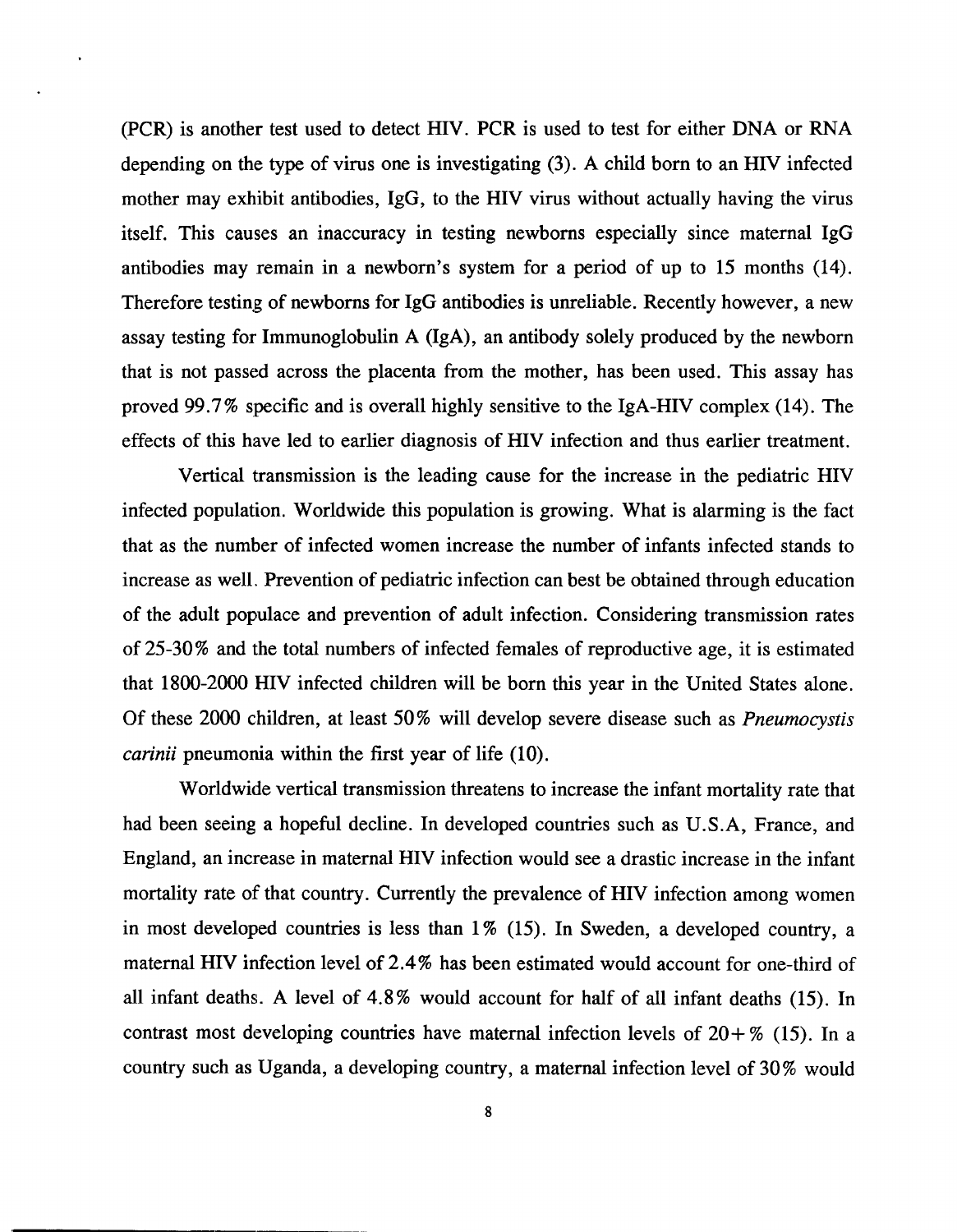(PCR) is another test used to detect HIV. PCR is used to test for either DNA or RNA depending on the type of virus one is investigating (3). A child born to an HIV infected mother may exhibit antibodies, IgG, to the HIV virus without actually having the virus itself. This causes an inaccuracy in testing newborns especially since maternal IgG antibodies may remain in a newborn's system for a period of up to 15 months (14). Therefore testing of newborns for IgG antibodies is unreliable. Recently however, a new assay testing for Immunoglobulin A (IgA), an antibody solely produced by the newborn that is not passed across the placenta from the mother, has been used. This assay has proved 99.7% specific and is overall highly sensitive to the IgA-HIV complex (14). The effects of this have led to earlier diagnosis of HIV infection and thus earlier treatment.

Vertical transmission is the leading cause for the increase in the pediatric HIV infected population. Worldwide this population is growing. What is alarming is the fact that as the number of infected women increase the number of infants infected stands to increase as well. Prevention of pediatric infection can best be obtained through education of the adult populace and prevention of adult infection. Considering transmission rates of 25-30% and the total numbers of infected females of reproductive age, it is estimated that 1800-2000 HIV infected children will be born this year in the United States alone. Of these 2000 children, at least 50% will develop severe disease such as *Pneumocystis carinii* pneumonia within the first year of life (10).

Worldwide vertical transmission threatens to increase the infant mortality rate that had been seeing a hopeful decline. In developed countries such as U.S.A, France, and England, an increase in maternal HIV infection would see a drastic increase in the infant mortality rate of that country. Currently the prevalence of HIV infection among women in most developed countries is less than 1% (15). In Sweden, a developed country, a maternal HIV infection level of 2.4% has been estimated would account for one-third of all infant deaths. A level of 4.8% would account for half of all infant deaths (15). In contrast most developing countries have maternal infection levels of 20+% (15). In a country such as Uganda, a developing country, a maternal infection level of 30% would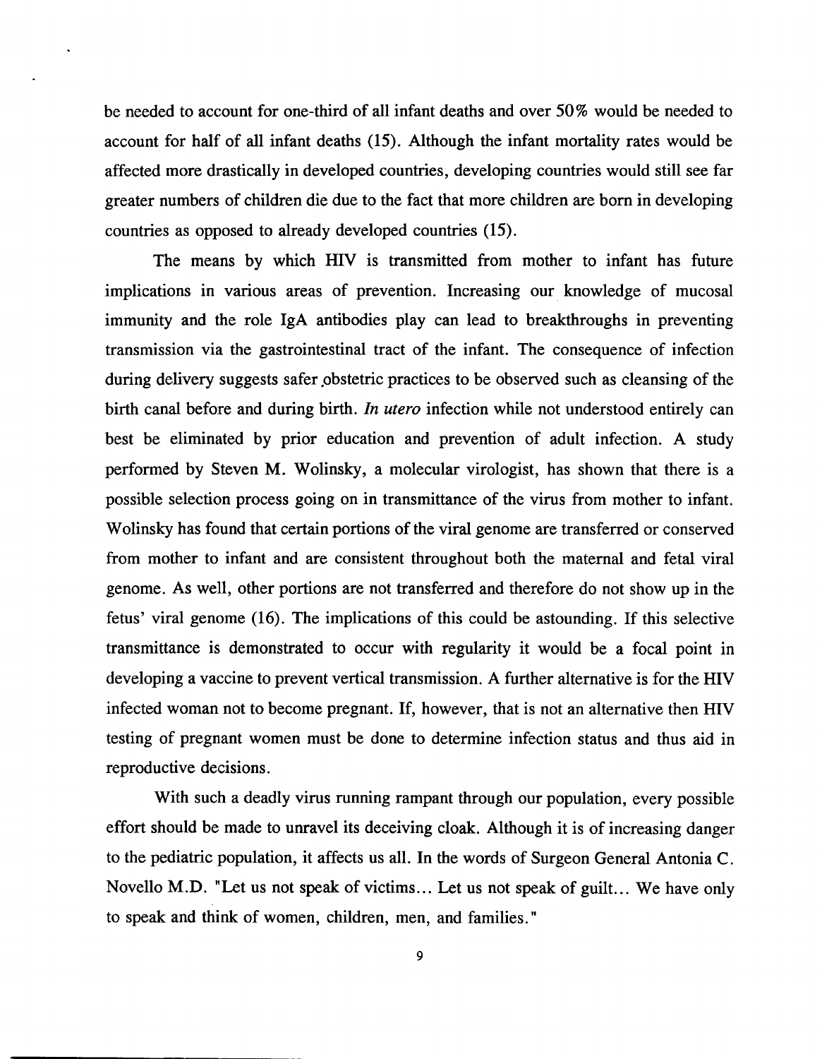be needed to account for one-third of all infant deaths and over 50% would be needed to account for half of all infant deaths (15). Although the infant mortality rates would be affected more drastically in developed countries, developing countries would still see far greater numbers of children die due to the fact that more children are born in developing countries as opposed to already developed countries (15).

The means by which HIV is transmitted from mother to infant has future implications in various areas of prevention. Increasing our knowledge of mucosal immunity and the role IgA antibodies play can lead to breakthroughs in preventing transmission via the gastrointestinal tract of the infant. The consequence of infection during delivery suggests safer obstetric practices to be observed such as cleansing of the birth canal before and during birth. *In utero* infection while not understood entirely can best be eliminated by prior education and prevention of adult infection. A study performed by Steven M. Wolinsky, a molecular virologist, has shown that there is a possible selection process going on in transmittance of the virus from mother to infant. Wolinsky has found that certain portions of the viral genome are transferred or conserved from mother to infant and are consistent throughout both the maternal and fetal viral genome. As well, other portions are not transferred and therefore do not show up in the fetus' viral genome (16). The implications of this could be astounding. If this selective transmittance is demonstrated to occur with regularity it would be a focal point in developing a vaccine to prevent vertical transmission. A further alternative is for the HIV infected woman not to become pregnant. If, however, that is not an alternative then HIV testing of pregnant women must be done to determine infection status and thus aid in reproductive decisions.

With such a deadly virus running rampant through our population, every possible effort should be made to unravel its deceiving cloak. Although it is of increasing danger to the pediatric population, it affects us all. In the words of Surgeon General Antonia C. Novello M.D. "Let us not speak of victims... Let us not speak of guilt... We have only to speak and think of women, children, men, and families."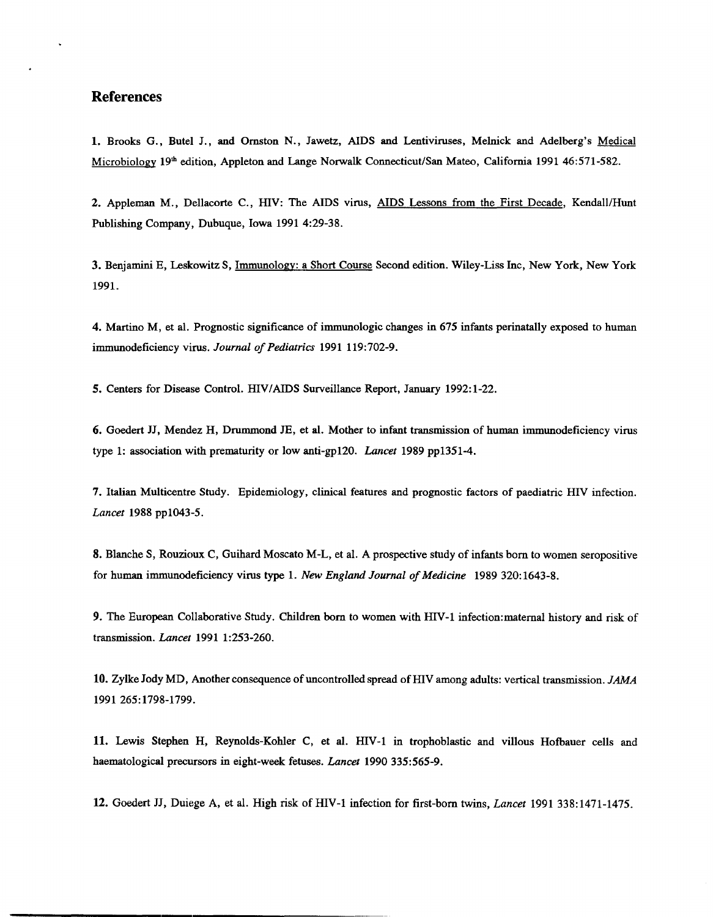## References

**1.** Brooks G., Butel J., and Ornston N., Jawetz, AIDS and Lentiviruses, Melnick and Adelberg's Medical Microbiology 19th edition, Appleton and Lange Norwalk Connecticut/San Mateo, California 1991 46:571-582.

**2.** Appleman M., Dellacorte C., HIV: The AIDS virus, AIDS Lessons from the First Decade, Kendall/Hunt Publishing Company, Dubuque, Iowa 1991 4:29-38.

**3.** Benjamini E, Leskowitz S, Immunology: a Short Course Second edition. Wiley-Liss Inc, New York, New York 1991.

**4.** Martino M, et al. Prognostic significance of immunologic changes in 675 infants perinatally exposed to human immunodeficiency virus. *Journal of Pediatrics* 1991 119:702-9.

**5.** Centers for Disease Control. HIV/AIDS Surveillance Report, January 1992:1-22.

**6.** Goedert JJ, Mendez H, Drummond JE, et al. Mother to infant transmission of human immunodeficiency virus type 1: association with prematurity or low anti-gp120. *Lancet* 1989 pp1351-4.

**7.** Italian Multicentre Study. Epidemiology, clinical features and prognostic factors of paediatric HIV infection. *Lancet* 1988 pp1043-5.

**8.** Blanche S, Rouzioux C, Guihard Moscato M-L, et al. A prospective study of infants born to women seropositive for human immunodeficiency virus type 1. *New England Journal of Medicine* 1989 320:1643-8.

**9.** The European Collaborative Study. Children born to women with HIV-1 infection:maternal history and risk of transmission. *Lancet* 1991 1:253-260.

**10.** Zylke Jody MD, Another consequence of uncontrolled spread of HIV among adults: vertical transmission. *JAMA* 1991 265:1798-1799.

**11.** Lewis Stephen H, Reynolds-Kohler C, et al. HIV-1 in trophoblastic and villous Hofbauer cells and haematological precursors in eight-week fetuses. *Lancet* 1990 335:565-9.

**12.** Goedert JJ, Duiege A, et al. High risk of HIV-1 infection for first-born twins, *Lancet* 1991 338:1471-1475.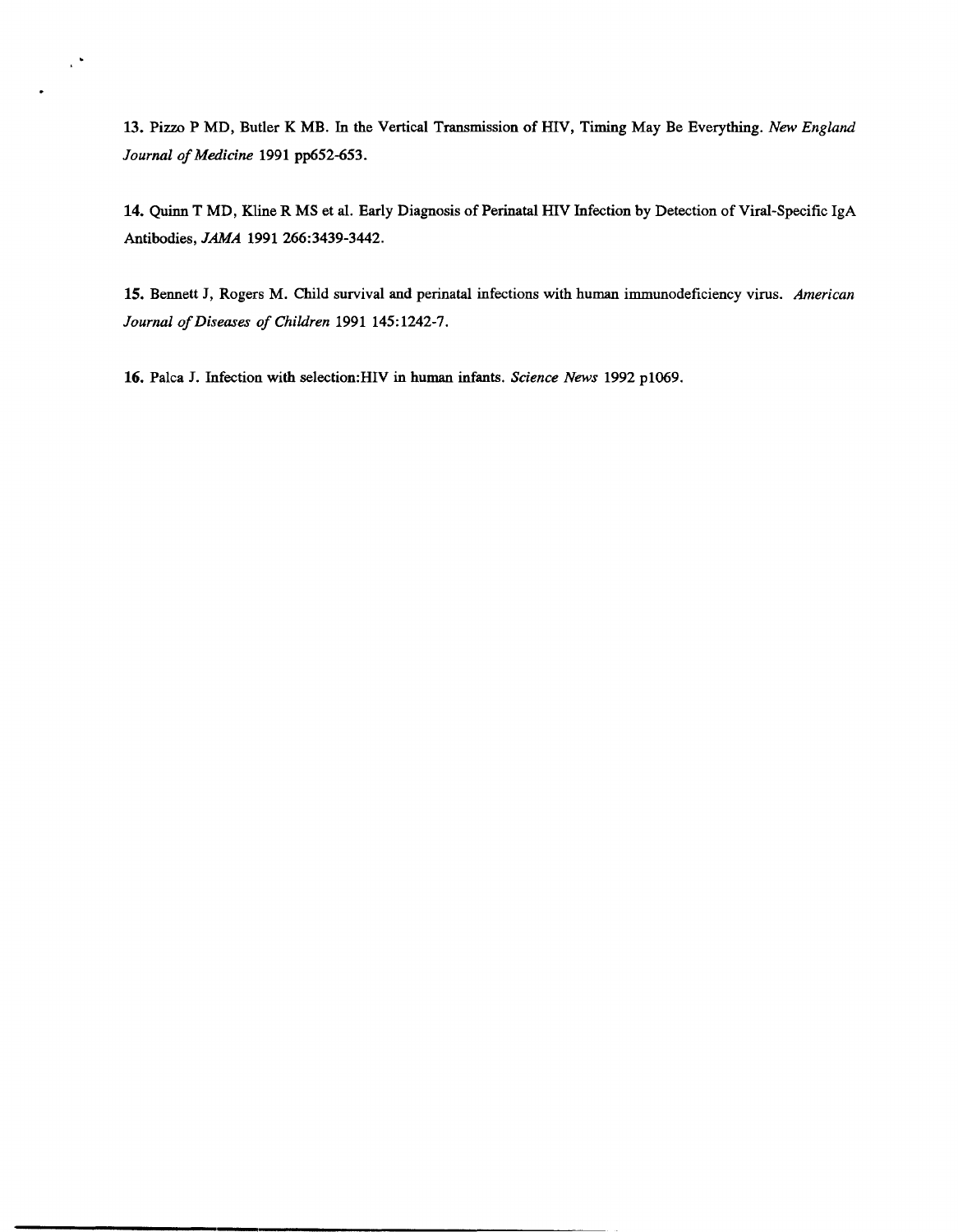**13.** Pizzo P MD, Butler K MB. In the Vertical Transmission of HIV, Timing May Be Everything. *New England Journal of Medicine* 1991 pp652-653.

**14.** Quinn T MD, Kline R MS et al. Early Diagnosis of Perinatal HIV Infection by Detection of Viral-Specific IgA Antibodies, *JAMA* 1991 266:3439-3442.

**15.** Bennett J, Rogers M. Child survival and perinatal infections with human immunodeficiency virus. *American Journal of Diseases of Children* 1991 145:1242-7.

**16.** Palca J. Infection with selection:HIV in human infants. *Science News* 1992 p1069.